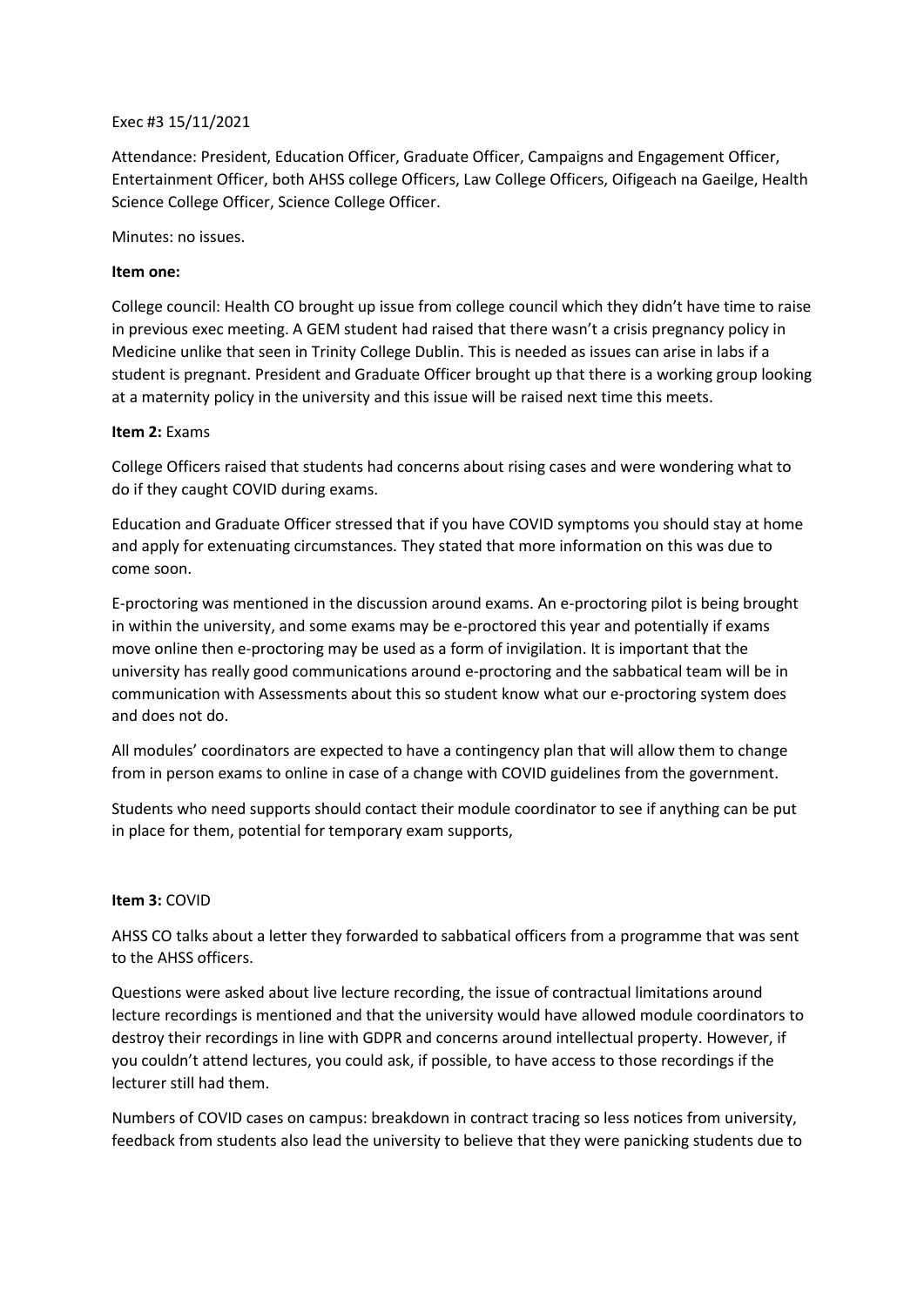Exec #3 15/11/2021

Attendance: President, Education Officer, Graduate Officer, Campaigns and Engagement Officer, Entertainment Officer, both AHSS college Officers, Law College Officers, Oifigeach na Gaeilge, Health Science College Officer, Science College Officer.

Minutes: no issues.

**Item one:**

College council: Health CO brought up issue from college council which they didn't have time to raise in previous exec meeting. A GEM student had raised that there wasn't a crisis pregnancy policy in Medicine unlike that seen in Trinity College Dublin. This is needed as issues can arise in labs if a student is pregnant. President and Graduate Officer brought up that there is a working group looking at a maternity policy in the university and this issue will be raised next time this meets.

**Item 2:** Exams

College Officers raised that students had concerns about rising cases and were wondering what to do if they caught COVID during exams.

Education and Graduate Officer stressed that if you have COVID symptoms you should stay at home and apply for extenuating circumstances. They stated that more information on this was due to come soon.

E-proctoring was mentioned in the discussion around exams. An e-proctoring pilot is being brought in within the university, and some exams may be e-proctored this year and potentially if exams move online then e-proctoring may be used as a form of invigilation. It is important that the university has really good communications around e-proctoring and the sabbatical team will be in communication with Assessments about this so student know what our e-proctoring system does and does not do.

All modules' coordinators are expected to have a contingency plan that will allow them to change from in person exams to online in case of a change with COVID guidelines from the government.

Students who need supports should contact their module coordinator to see if anything can be put in place for them, potential for temporary exam supports,

**Item 3:** COVID

AHSS CO talks about a letter they forwarded to sabbatical officers from a programme that was sent to the AHSS officers.

Questions were asked about live lecture recording, the issue of contractual limitations around lecture recordings is mentioned and that the university would have allowed module coordinators to destroy their recordings in line with GDPR and concerns around intellectual property. However, if you couldn't attend lectures, you could ask, if possible, to have access to those recordings if the lecturer still had them.

Numbers of COVID cases on campus: breakdown in contract tracing so less notices from university, feedback from students also lead the university to believe that they were panicking students due to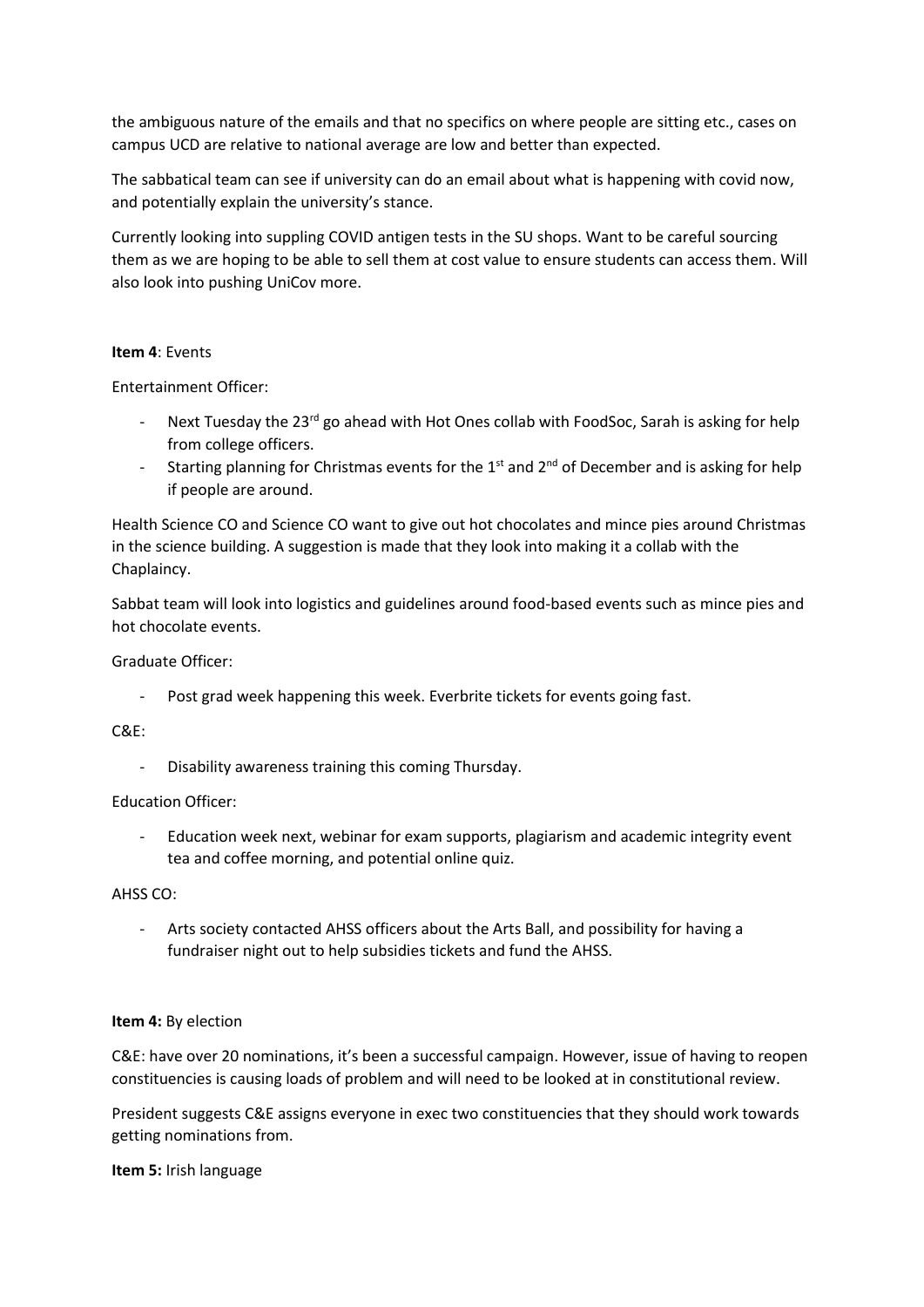the ambiguous nature of the emails and that no specifics on where people are sitting etc., cases on campus UCD are relative to national average are low and better than expected.

The sabbatical team can see if university can do an email about what is happening with covid now, and potentially explain the university's stance.

Currently looking into suppling COVID antigen tests in the SU shops. Want to be careful sourcing them as we are hoping to be able to sell them at cost value to ensure students can access them. Will also look into pushing UniCov more.

**Item 4**: Events

Entertainment Officer:

- Next Tuesday the 23rd go ahead with Hot Ones collab with FoodSoc, Sarah is asking for help from college officers.
- Starting planning for Christmas events for the 1st and 2nd of December and is asking for help if people are around.

Health Science CO and Science CO want to give out hot chocolates and mince pies around Christmas in the science building. A suggestion is made that they look into making it a collab with the Chaplaincy.

Sabbat team will look into logistics and guidelines around food-based events such as mince pies and hot chocolate events.

Graduate Officer:

- Post grad week happening this week. Everbrite tickets for events going fast.

C&E:

- Disability awareness training this coming Thursday.

Education Officer:

- Education week next, webinar for exam supports, plagiarism and academic integrity event tea and coffee morning, and potential online quiz.

AHSS CO:

- Arts society contacted AHSS officers about the Arts Ball, and possibility for having a fundraiser night out to help subsidies tickets and fund the AHSS.

**Item 4:** By election

C&E: have over 20 nominations, it's been a successful campaign. However, issue of having to reopen constituencies is causing loads of problem and will need to be looked at in constitutional review.

President suggests C&E assigns everyone in exec two constituencies that they should work towards getting nominations from.

**Item 5:** Irish language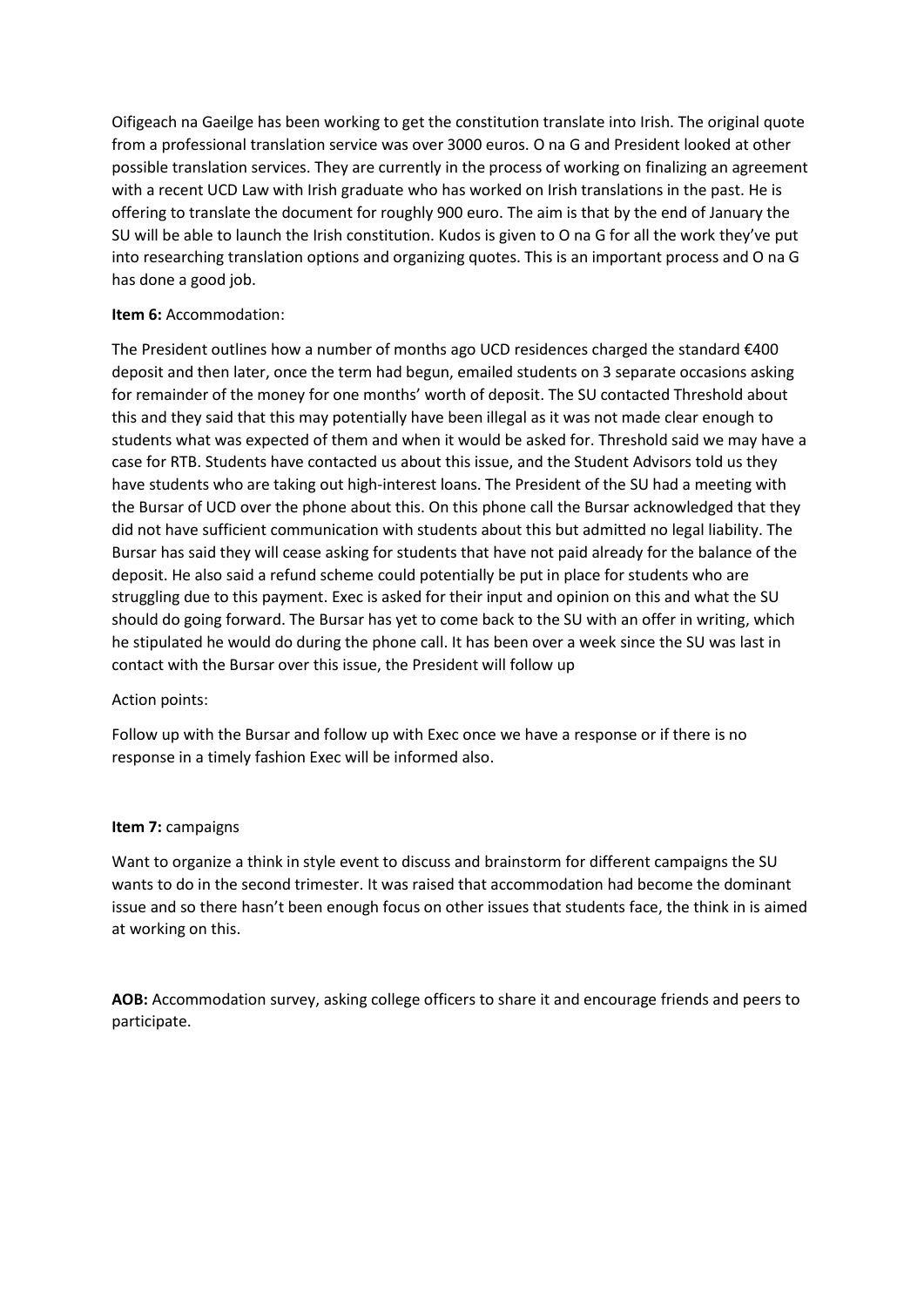Oifigeach na Gaeilge has been working to get the constitution translate into Irish. The original quote from a professional translation service was over 3000 euros. O na G and President looked at other possible translation services. They are currently in the process of working on finalizing an agreement with a recent UCD Law with Irish graduate who has worked on Irish translations in the past. He is offering to translate the document for roughly 900 euro. The aim is that by the end of January the SU will be able to launch the Irish constitution. Kudos is given to O na G for all the work they've put into researching translation options and organizing quotes. This is an important process and O na G has done a good job.

**Item 6:** Accommodation:

The President outlines how a number of months ago UCD residences charged the standard €400 deposit and then later, once the term had begun, emailed students on 3 separate occasions asking for remainder of the money for one months' worth of deposit. The SU contacted Threshold about this and they said that this may potentially have been illegal as it was not made clear enough to students what was expected of them and when it would be asked for. Threshold said we may have a case for RTB. Students have contacted us about this issue, and the Student Advisors told us they have students who are taking out high-interest loans. The President of the SU had a meeting with the Bursar of UCD over the phone about this. On this phone call the Bursar acknowledged that they did not have sufficient communication with students about this but admitted no legal liability. The Bursar has said they will cease asking for students that have not paid already for the balance of the deposit. He also said a refund scheme could potentially be put in place for students who are struggling due to this payment. Exec is asked for their input and opinion on this and what the SU should do going forward. The Bursar has yet to come back to the SU with an offer in writing, which he stipulated he would do during the phone call. It has been over a week since the SU was last in contact with the Bursar over this issue, the President will follow up

Action points:

Follow up with the Bursar and follow up with Exec once we have a response or if there is no response in a timely fashion Exec will be informed also.

**Item 7:** campaigns

Want to organize a think in style event to discuss and brainstorm for different campaigns the SU wants to do in the second trimester. It was raised that accommodation had become the dominant issue and so there hasn't been enough focus on other issues that students face, the think in is aimed at working on this.

**AOB:** Accommodation survey, asking college officers to share it and encourage friends and peers to participate.